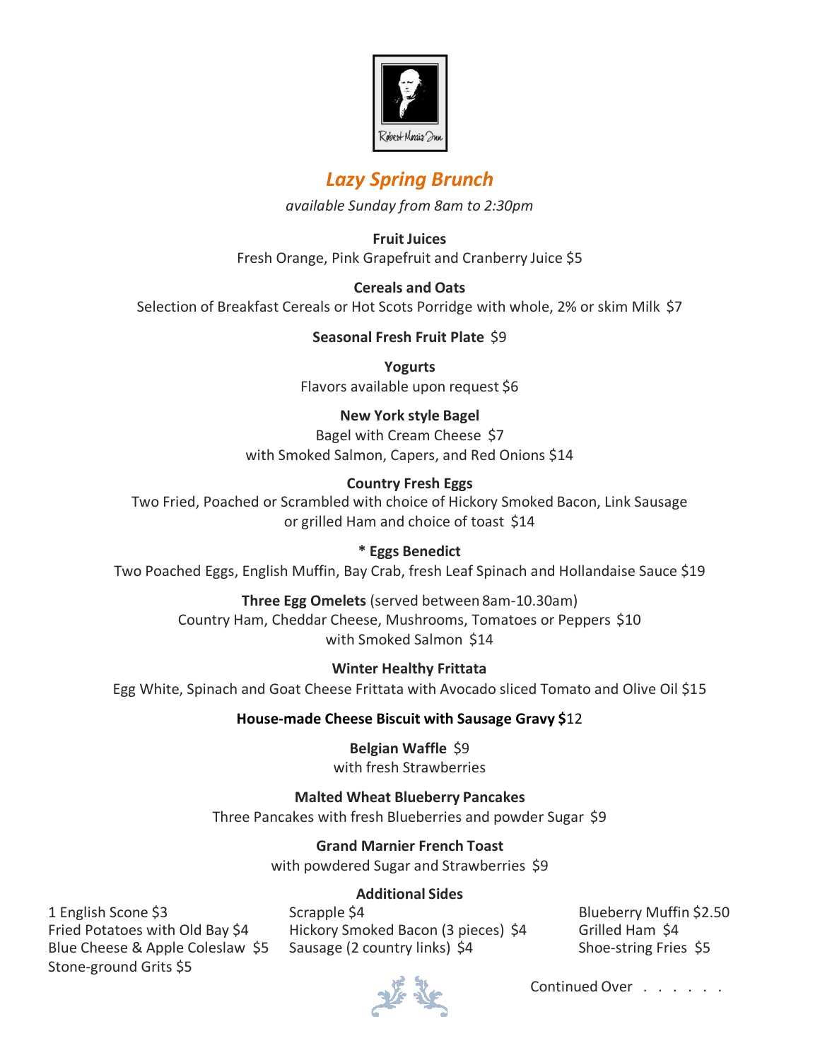Robert Morris Inn

# *Lazy Spring Brunch*

*available Sunday from 8am to 2:30pm*

**Fruit Juices**
Fresh Orange, Pink Grapefruit and Cranberry Juice $5

**Cereals and Oats**
Selection of Breakfast Cereals or Hot Scots Porridge with whole, 2% or skim Milk $7

**Seasonal Fresh Fruit Plate** $9

**Yogurts**
Flavors available upon request $6

**New York style Bagel**
Bagel with Cream Cheese $7
with Smoked Salmon, Capers, and Red Onions $14

**Country Fresh Eggs**
Two Fried, Poached or Scrambled with choice of Hickory Smoked Bacon, Link Sausage or grilled Ham and choice of toast $14

**\* Eggs Benedict**
Two Poached Eggs, English Muffin, Bay Crab, fresh Leaf Spinach and Hollandaise Sauce $19

**Three Egg Omelets** (served between 8am-10.30am)
Country Ham, Cheddar Cheese, Mushrooms, Tomatoes or Peppers $10
with Smoked Salmon $14

**Winter Healthy Frittata**
Egg White, Spinach and Goat Cheese Frittata with Avocado sliced Tomato and Olive Oil $15

**House-made Cheese Biscuit with Sausage Gravy $**12

**Belgian Waffle** $9
with fresh Strawberries

**Malted Wheat Blueberry Pancakes**
Three Pancakes with fresh Blueberries and powder Sugar $9

**Grand Marnier French Toast**
with powdered Sugar and Strawberries $9

**Additional Sides**

1 English Scone $3
Fried Potatoes with Old Bay $4
Blue Cheese & Apple Coleslaw $5
Stone-ground Grits $5
Scrapple $4
Hickory Smoked Bacon (3 pieces) $4
Sausage (2 country links) $4
Blueberry Muffin $2.50
Grilled Ham $4
Shoe-string Fries $5

Continued Over . . . . . .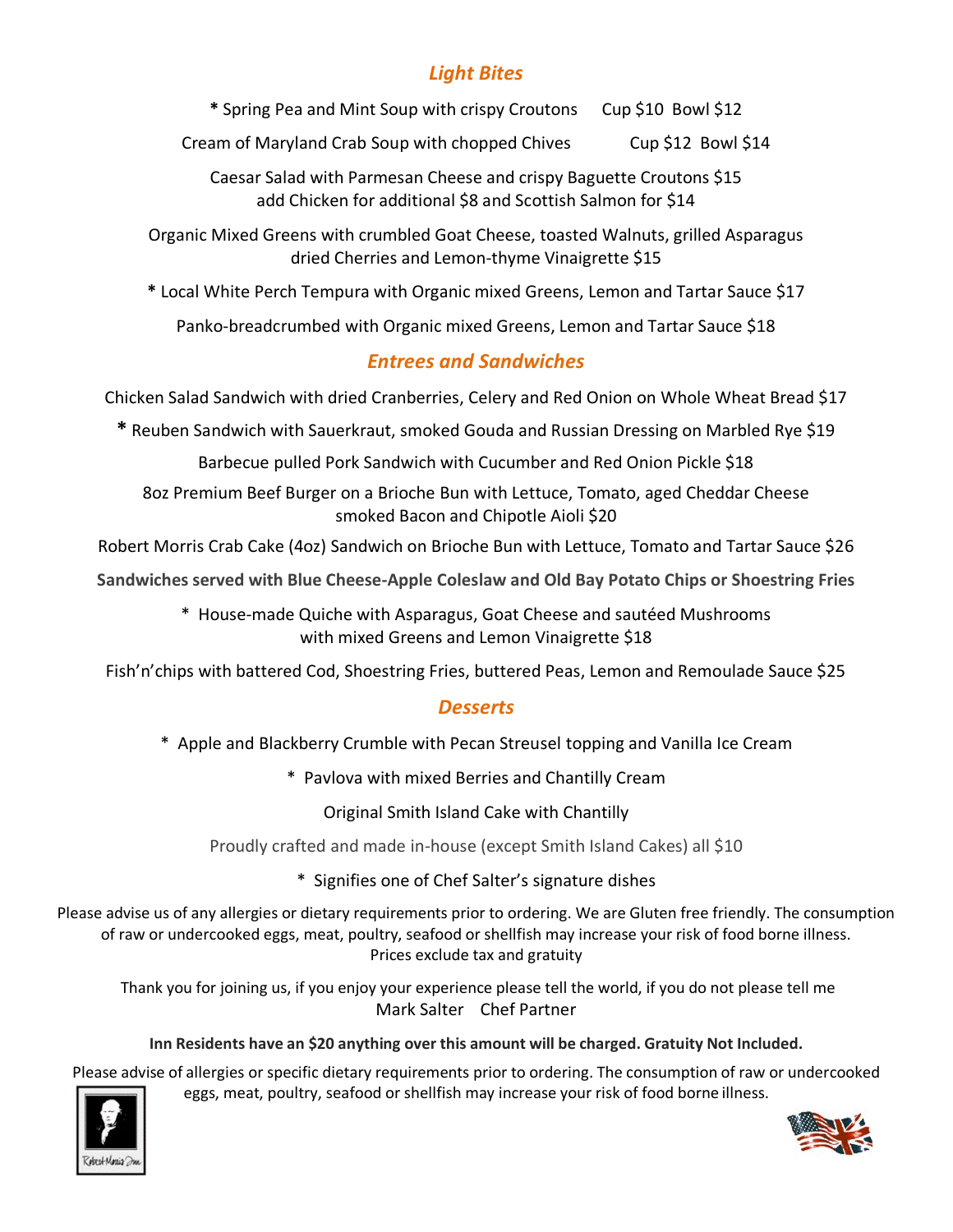## *Light Bites*

\* Spring Pea and Mint Soup with crispy Croutons Cup $10 Bowl $12

Cream of Maryland Crab Soup with chopped Chives Cup $12 Bowl $14

Caesar Salad with Parmesan Cheese and crispy Baguette Croutons $15
add Chicken for additional $8 and Scottish Salmon for $14

Organic Mixed Greens with crumbled Goat Cheese, toasted Walnuts, grilled Asparagus
dried Cherries and Lemon-thyme Vinaigrette $15

**\*** Local White Perch Tempura with Organic mixed Greens, Lemon and Tartar Sauce $17

Panko-breadcrumbed with Organic mixed Greens, Lemon and Tartar Sauce $18

## *Entrees and Sandwiches*

Chicken Salad Sandwich with dried Cranberries, Celery and Red Onion on Whole Wheat Bread $17

**\*** Reuben Sandwich with Sauerkraut, smoked Gouda and Russian Dressing on Marbled Rye $19

Barbecue pulled Pork Sandwich with Cucumber and Red Onion Pickle $18

8oz Premium Beef Burger on a Brioche Bun with Lettuce, Tomato, aged Cheddar Cheese
smoked Bacon and Chipotle Aioli $20

Robert Morris Crab Cake (4oz) Sandwich on Brioche Bun with Lettuce, Tomato and Tartar Sauce $26

**Sandwiches served with Blue Cheese-Apple Coleslaw and Old Bay Potato Chips or Shoestring Fries**

\* House-made Quiche with Asparagus, Goat Cheese and sautéed Mushrooms
with mixed Greens and Lemon Vinaigrette $18

Fish'n'chips with battered Cod, Shoestring Fries, buttered Peas, Lemon and Remoulade Sauce $25

## *Desserts*

\* Apple and Blackberry Crumble with Pecan Streusel topping and Vanilla Ice Cream

\* Pavlova with mixed Berries and Chantilly Cream

Original Smith Island Cake with Chantilly

Proudly crafted and made in-house (except Smith Island Cakes) all $10

\* Signifies one of Chef Salter's signature dishes

Please advise us of any allergies or dietary requirements prior to ordering. We are Gluten free friendly. The consumption of raw or undercooked eggs, meat, poultry, seafood or shellfish may increase your risk of food borne illness.
Prices exclude tax and gratuity

Thank you for joining us, if you enjoy your experience please tell the world, if you do not please tell me
Mark Salter Chef Partner

**Inn Residents have an $20 anything over this amount will be charged. Gratuity Not Included.**

Please advise of allergies or specific dietary requirements prior to ordering. The consumption of raw or undercooked eggs, meat, poultry, seafood or shellfish may increase your risk of food borne illness.